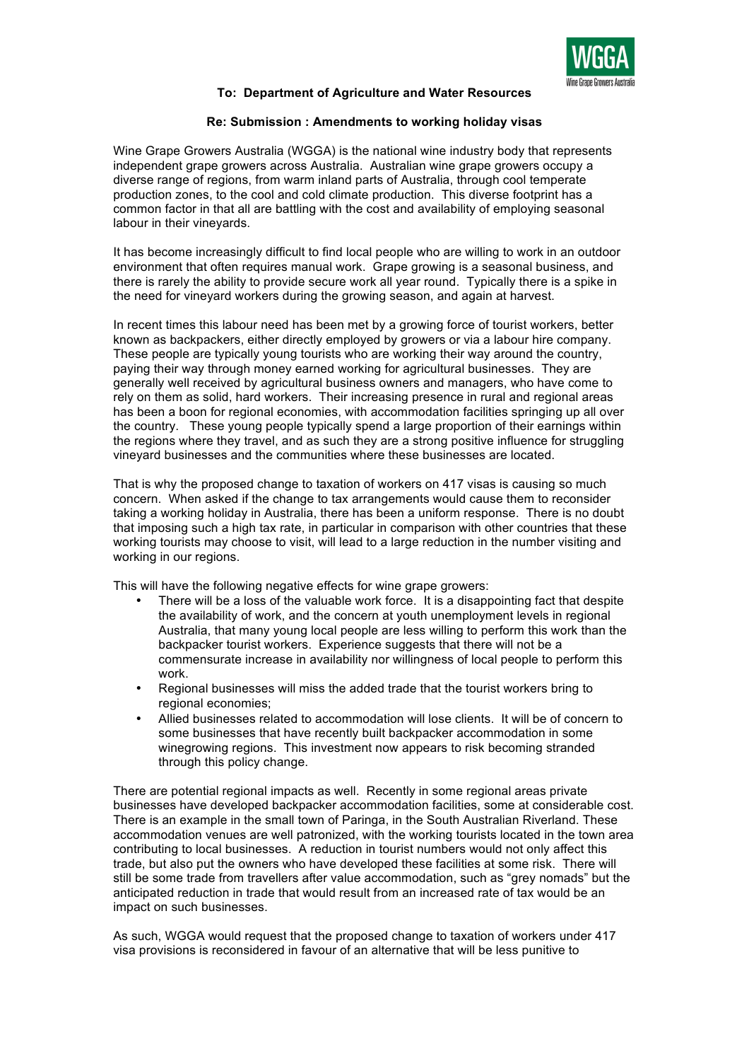**To: Department of Agriculture and Water Resources**

**Re: Submission : Amendments to working holiday visas**

Wine Grape Growers Australia (WGGA) is the national wine industry body that represents independent grape growers across Australia. Australian wine grape growers occupy a diverse range of regions, from warm inland parts of Australia, through cool temperate production zones, to the cool and cold climate production. This diverse footprint has a common factor in that all are battling with the cost and availability of employing seasonal labour in their vineyards.

It has become increasingly difficult to find local people who are willing to work in an outdoor environment that often requires manual work. Grape growing is a seasonal business, and there is rarely the ability to provide secure work all year round. Typically there is a spike in the need for vineyard workers during the growing season, and again at harvest.

In recent times this labour need has been met by a growing force of tourist workers, better known as backpackers, either directly employed by growers or via a labour hire company. These people are typically young tourists who are working their way around the country, paying their way through money earned working for agricultural businesses. They are generally well received by agricultural business owners and managers, who have come to rely on them as solid, hard workers. Their increasing presence in rural and regional areas has been a boon for regional economies, with accommodation facilities springing up all over the country. These young people typically spend a large proportion of their earnings within the regions where they travel, and as such they are a strong positive influence for struggling vineyard businesses and the communities where these businesses are located.

That is why the proposed change to taxation of workers on 417 visas is causing so much concern. When asked if the change to tax arrangements would cause them to reconsider taking a working holiday in Australia, there has been a uniform response. There is no doubt that imposing such a high tax rate, in particular in comparison with other countries that these working tourists may choose to visit, will lead to a large reduction in the number visiting and working in our regions.

This will have the following negative effects for wine grape growers:

- There will be a loss of the valuable work force. It is a disappointing fact that despite the availability of work, and the concern at youth unemployment levels in regional Australia, that many young local people are less willing to perform this work than the backpacker tourist workers. Experience suggests that there will not be a commensurate increase in availability nor willingness of local people to perform this work.
- Regional businesses will miss the added trade that the tourist workers bring to regional economies;
- Allied businesses related to accommodation will lose clients. It will be of concern to some businesses that have recently built backpacker accommodation in some winegrowing regions. This investment now appears to risk becoming stranded through this policy change.

There are potential regional impacts as well. Recently in some regional areas private businesses have developed backpacker accommodation facilities, some at considerable cost. There is an example in the small town of Paringa, in the South Australian Riverland. These accommodation venues are well patronized, with the working tourists located in the town area contributing to local businesses. A reduction in tourist numbers would not only affect this trade, but also put the owners who have developed these facilities at some risk. There will still be some trade from travellers after value accommodation, such as "grey nomads" but the anticipated reduction in trade that would result from an increased rate of tax would be an impact on such businesses.

As such, WGGA would request that the proposed change to taxation of workers under 417 visa provisions is reconsidered in favour of an alternative that will be less punitive to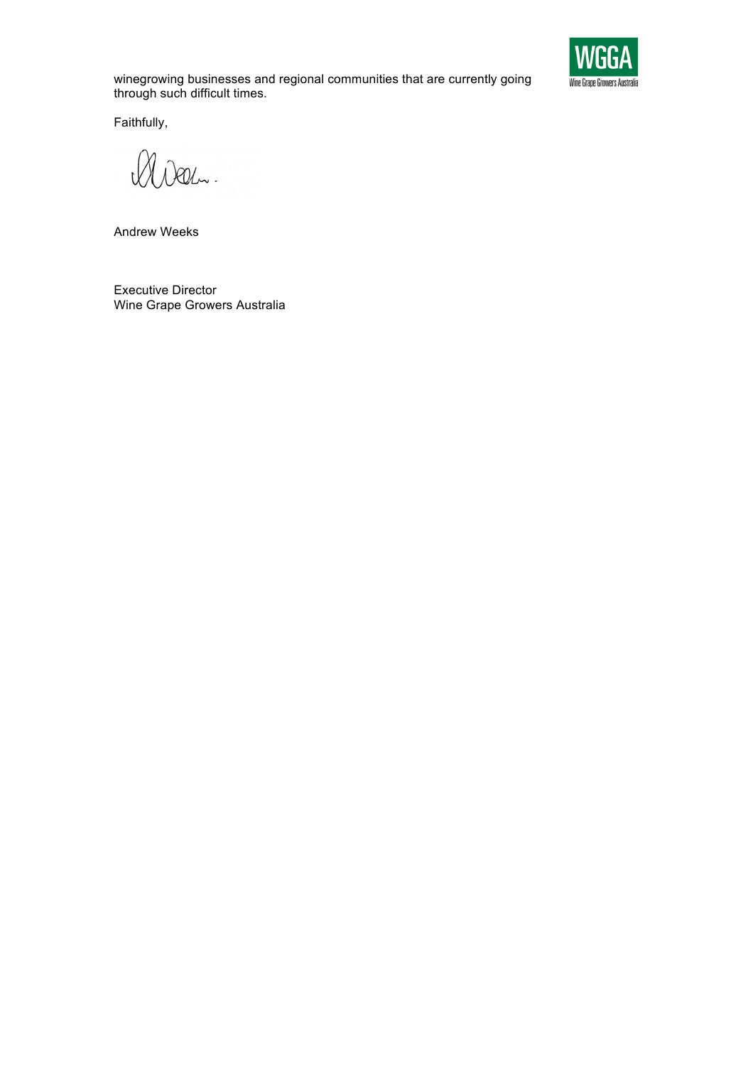winegrowing businesses and regional communities that are currently going through such difficult times.

Faithfully,

Andrew Weeks

Executive Director
Wine Grape Growers Australia